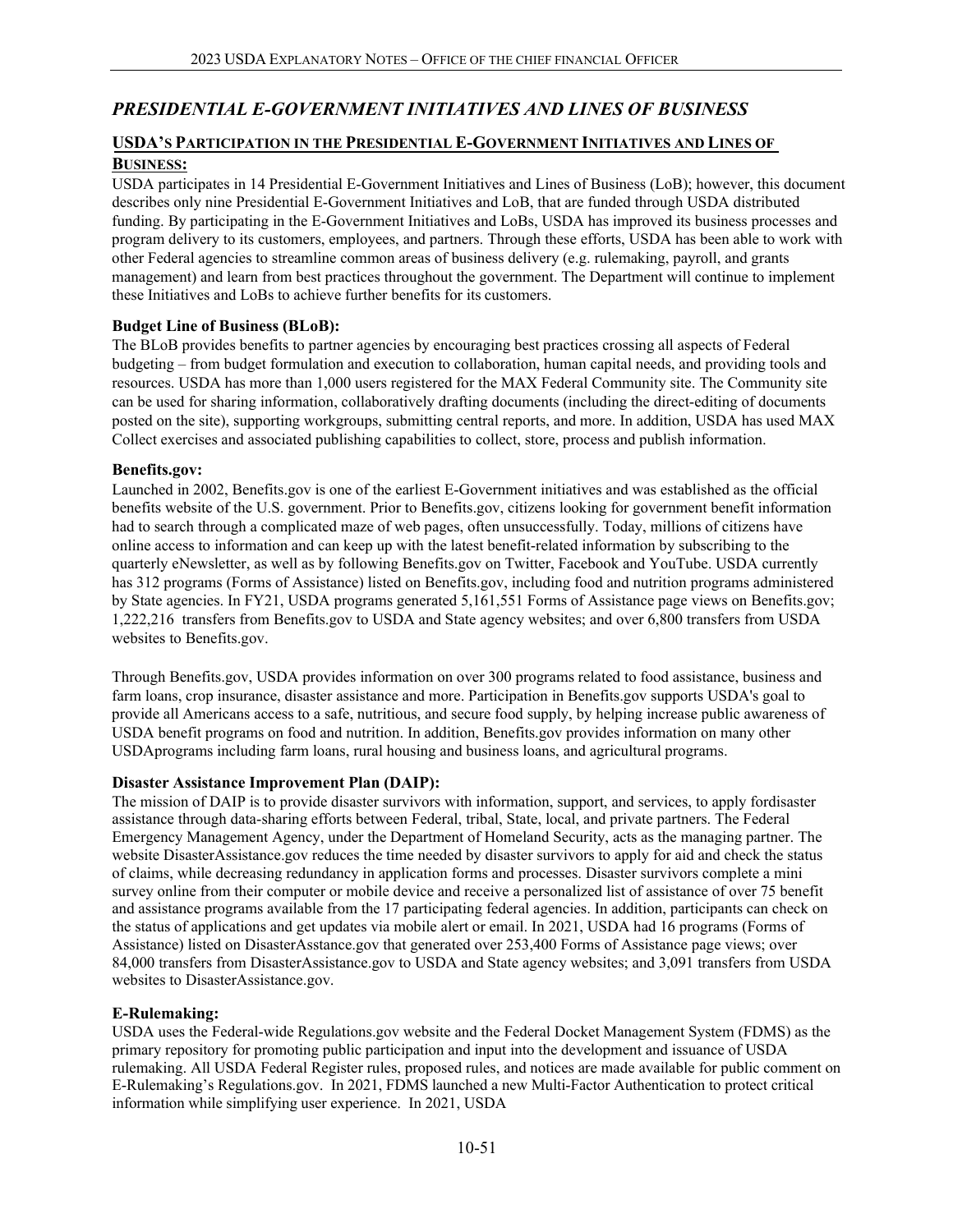## *PRESIDENTIAL E-GOVERNMENT INITIATIVES AND LINES OF BUSINESS*

### USDA'S PARTICIPATION IN THE PRESIDENTIAL E-GOVERNMENT INITIATIVES AND LINES OF BUSINESS:

USDA participates in 14 Presidential E-Government Initiatives and Lines of Business (LoB); however, this document describes only nine Presidential E-Government Initiatives and LoB, that are funded through USDA distributed funding. By participating in the E-Government Initiatives and LoBs, USDA has improved its business processes and program delivery to its customers, employees, and partners. Through these efforts, USDA has been able to work with other Federal agencies to streamline common areas of business delivery (e.g. rulemaking, payroll, and grants management) and learn from best practices throughout the government. The Department will continue to implement these Initiatives and LoBs to achieve further benefits for its customers.

**Budget Line of Business (BLoB):**

The BLoB provides benefits to partner agencies by encouraging best practices crossing all aspects of Federal budgeting – from budget formulation and execution to collaboration, human capital needs, and providing tools and resources. USDA has more than 1,000 users registered for the MAX Federal Community site. The Community site can be used for sharing information, collaboratively drafting documents (including the direct-editing of documents posted on the site), supporting workgroups, submitting central reports, and more. In addition, USDA has used MAX Collect exercises and associated publishing capabilities to collect, store, process and publish information.

**Benefits.gov:**

Launched in 2002, Benefits.gov is one of the earliest E-Government initiatives and was established as the official benefits website of the U.S. government. Prior to Benefits.gov, citizens looking for government benefit information had to search through a complicated maze of web pages, often unsuccessfully. Today, millions of citizens have online access to information and can keep up with the latest benefit-related information by subscribing to the quarterly eNewsletter, as well as by following Benefits.gov on Twitter, Facebook and YouTube. USDA currently has 312 programs (Forms of Assistance) listed on Benefits.gov, including food and nutrition programs administered by State agencies. In FY21, USDA programs generated 5,161,551 Forms of Assistance page views on Benefits.gov; 1,222,216 transfers from Benefits.gov to USDA and State agency websites; and over 6,800 transfers from USDA websites to Benefits.gov.

Through Benefits.gov, USDA provides information on over 300 programs related to food assistance, business and farm loans, crop insurance, disaster assistance and more. Participation in Benefits.gov supports USDA's goal to provide all Americans access to a safe, nutritious, and secure food supply, by helping increase public awareness of USDA benefit programs on food and nutrition. In addition, Benefits.gov provides information on many other USDAprograms including farm loans, rural housing and business loans, and agricultural programs.

**Disaster Assistance Improvement Plan (DAIP):**

The mission of DAIP is to provide disaster survivors with information, support, and services, to apply fordisaster assistance through data-sharing efforts between Federal, tribal, State, local, and private partners. The Federal Emergency Management Agency, under the Department of Homeland Security, acts as the managing partner. The website DisasterAssistance.gov reduces the time needed by disaster survivors to apply for aid and check the status of claims, while decreasing redundancy in application forms and processes. Disaster survivors complete a mini survey online from their computer or mobile device and receive a personalized list of assistance of over 75 benefit and assistance programs available from the 17 participating federal agencies. In addition, participants can check on the status of applications and get updates via mobile alert or email. In 2021, USDA had 16 programs (Forms of Assistance) listed on DisasterAsstance.gov that generated over 253,400 Forms of Assistance page views; over 84,000 transfers from DisasterAssistance.gov to USDA and State agency websites; and 3,091 transfers from USDA websites to DisasterAssistance.gov.

**E-Rulemaking:**

USDA uses the Federal-wide Regulations.gov website and the Federal Docket Management System (FDMS) as the primary repository for promoting public participation and input into the development and issuance of USDA rulemaking. All USDA Federal Register rules, proposed rules, and notices are made available for public comment on E-Rulemaking's Regulations.gov. In 2021, FDMS launched a new Multi-Factor Authentication to protect critical information while simplifying user experience. In 2021, USDA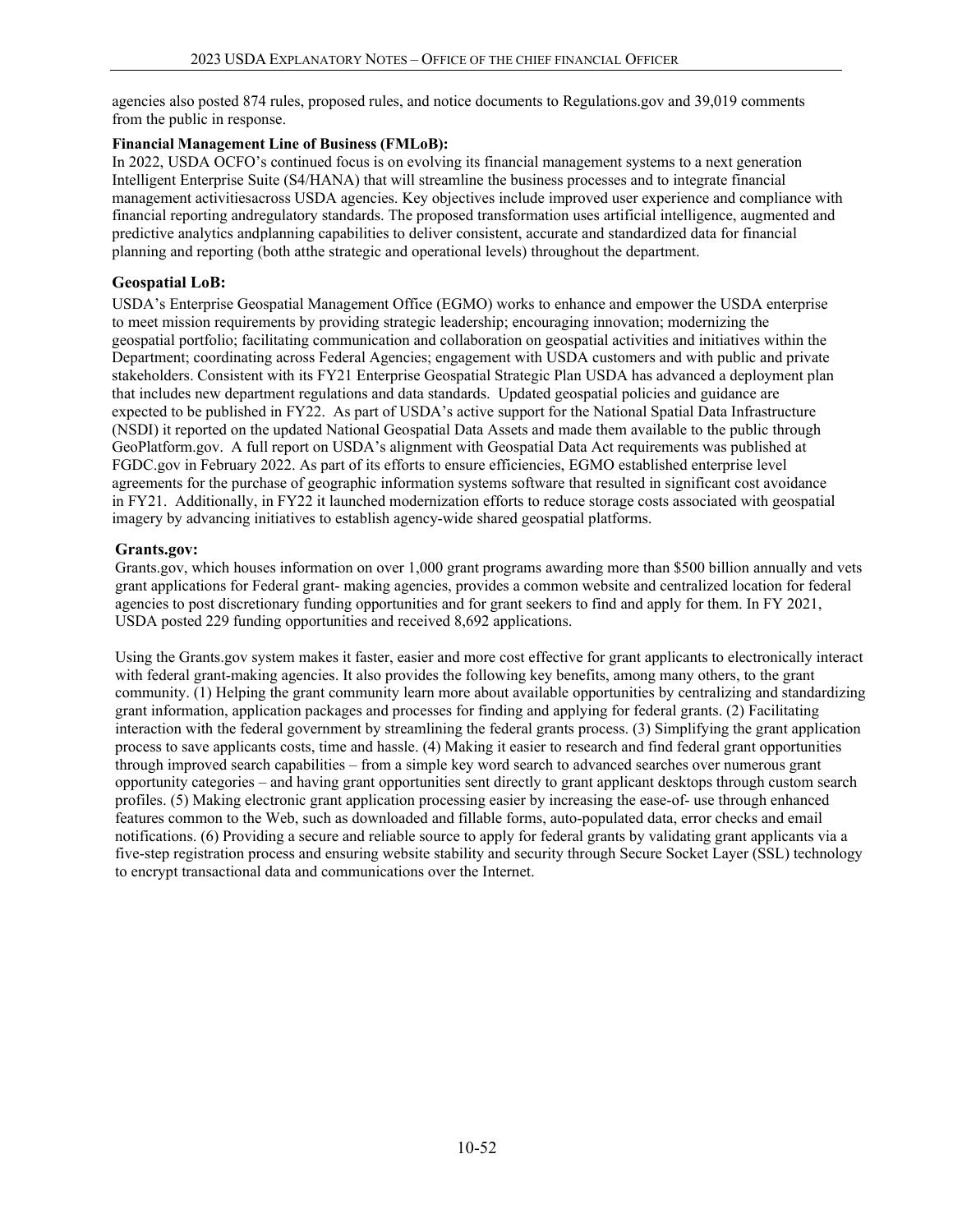agencies also posted 874 rules, proposed rules, and notice documents to Regulations.gov and 39,019 comments from the public in response.

**Financial Management Line of Business (FMLoB):**

In 2022, USDA OCFO's continued focus is on evolving its financial management systems to a next generation Intelligent Enterprise Suite (S4/HANA) that will streamline the business processes and to integrate financial management activitiesacross USDA agencies. Key objectives include improved user experience and compliance with financial reporting andregulatory standards. The proposed transformation uses artificial intelligence, augmented and predictive analytics andplanning capabilities to deliver consistent, accurate and standardized data for financial planning and reporting (both atthe strategic and operational levels) throughout the department.

**Geospatial LoB:**

USDA's Enterprise Geospatial Management Office (EGMO) works to enhance and empower the USDA enterprise to meet mission requirements by providing strategic leadership; encouraging innovation; modernizing the geospatial portfolio; facilitating communication and collaboration on geospatial activities and initiatives within the Department; coordinating across Federal Agencies; engagement with USDA customers and with public and private stakeholders. Consistent with its FY21 Enterprise Geospatial Strategic Plan USDA has advanced a deployment plan that includes new department regulations and data standards. Updated geospatial policies and guidance are expected to be published in FY22. As part of USDA's active support for the National Spatial Data Infrastructure (NSDI) it reported on the updated National Geospatial Data Assets and made them available to the public through GeoPlatform.gov. A full report on USDA's alignment with Geospatial Data Act requirements was published at FGDC.gov in February 2022. As part of its efforts to ensure efficiencies, EGMO established enterprise level agreements for the purchase of geographic information systems software that resulted in significant cost avoidance in FY21. Additionally, in FY22 it launched modernization efforts to reduce storage costs associated with geospatial imagery by advancing initiatives to establish agency-wide shared geospatial platforms.

**Grants.gov:**

Grants.gov, which houses information on over 1,000 grant programs awarding more than $500 billion annually and vets grant applications for Federal grant- making agencies, provides a common website and centralized location for federal agencies to post discretionary funding opportunities and for grant seekers to find and apply for them. In FY 2021, USDA posted 229 funding opportunities and received 8,692 applications.

Using the Grants.gov system makes it faster, easier and more cost effective for grant applicants to electronically interact with federal grant-making agencies. It also provides the following key benefits, among many others, to the grant community. (1) Helping the grant community learn more about available opportunities by centralizing and standardizing grant information, application packages and processes for finding and applying for federal grants. (2) Facilitating interaction with the federal government by streamlining the federal grants process. (3) Simplifying the grant application process to save applicants costs, time and hassle. (4) Making it easier to research and find federal grant opportunities through improved search capabilities – from a simple key word search to advanced searches over numerous grant opportunity categories – and having grant opportunities sent directly to grant applicant desktops through custom search profiles. (5) Making electronic grant application processing easier by increasing the ease-of- use through enhanced features common to the Web, such as downloaded and fillable forms, auto-populated data, error checks and email notifications. (6) Providing a secure and reliable source to apply for federal grants by validating grant applicants via a five-step registration process and ensuring website stability and security through Secure Socket Layer (SSL) technology to encrypt transactional data and communications over the Internet.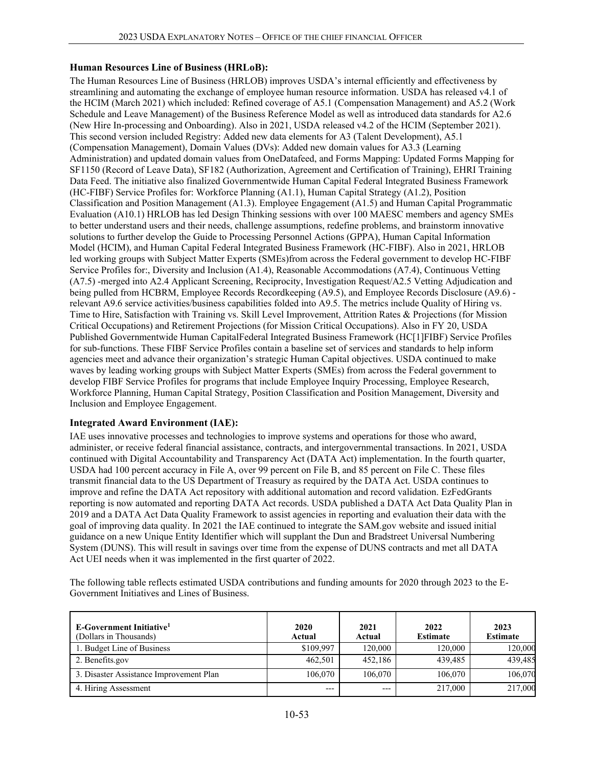### Human Resources Line of Business (HRLoB):

The Human Resources Line of Business (HRLOB) improves USDA's internal efficiently and effectiveness by streamlining and automating the exchange of employee human resource information. USDA has released v4.1 of the HCIM (March 2021) which included: Refined coverage of A5.1 (Compensation Management) and A5.2 (Work Schedule and Leave Management) of the Business Reference Model as well as introduced data standards for A2.6 (New Hire In-processing and Onboarding). Also in 2021, USDA released v4.2 of the HCIM (September 2021). This second version included Registry: Added new data elements for A3 (Talent Development), A5.1 (Compensation Management), Domain Values (DVs): Added new domain values for A3.3 (Learning Administration) and updated domain values from OneDatafeed, and Forms Mapping: Updated Forms Mapping for SF1150 (Record of Leave Data), SF182 (Authorization, Agreement and Certification of Training), EHRI Training Data Feed. The initiative also finalized Governmentwide Human Capital Federal Integrated Business Framework (HC-FIBF) Service Profiles for: Workforce Planning (A1.1), Human Capital Strategy (A1.2), Position Classification and Position Management (A1.3). Employee Engagement (A1.5) and Human Capital Programmatic Evaluation (A10.1) HRLOB has led Design Thinking sessions with over 100 MAESC members and agency SMEs to better understand users and their needs, challenge assumptions, redefine problems, and brainstorm innovative solutions to further develop the Guide to Processing Personnel Actions (GPPA), Human Capital Information Model (HCIM), and Human Capital Federal Integrated Business Framework (HC-FIBF). Also in 2021, HRLOB led working groups with Subject Matter Experts (SMEs)from across the Federal government to develop HC-FIBF Service Profiles for:, Diversity and Inclusion (A1.4), Reasonable Accommodations (A7.4), Continuous Vetting (A7.5) -merged into A2.4 Applicant Screening, Reciprocity, Investigation Request/A2.5 Vetting Adjudication and being pulled from HCBRM, Employee Records Recordkeeping (A9.5), and Employee Records Disclosure (A9.6) - relevant A9.6 service activities/business capabilities folded into A9.5. The metrics include Quality of Hiring vs. Time to Hire, Satisfaction with Training vs. Skill Level Improvement, Attrition Rates & Projections (for Mission Critical Occupations) and Retirement Projections (for Mission Critical Occupations). Also in FY 20, USDA Published Governmentwide Human CapitalFederal Integrated Business Framework (HC[1]FIBF) Service Profiles for sub-functions. These FIBF Service Profiles contain a baseline set of services and standards to help inform agencies meet and advance their organization's strategic Human Capital objectives. USDA continued to make waves by leading working groups with Subject Matter Experts (SMEs) from across the Federal government to develop FIBF Service Profiles for programs that include Employee Inquiry Processing, Employee Research, Workforce Planning, Human Capital Strategy, Position Classification and Position Management, Diversity and Inclusion and Employee Engagement.

### Integrated Award Environment (IAE):

IAE uses innovative processes and technologies to improve systems and operations for those who award, administer, or receive federal financial assistance, contracts, and intergovernmental transactions. In 2021, USDA continued with Digital Accountability and Transparency Act (DATA Act) implementation. In the fourth quarter, USDA had 100 percent accuracy in File A, over 99 percent on File B, and 85 percent on File C. These files transmit financial data to the US Department of Treasury as required by the DATA Act. USDA continues to improve and refine the DATA Act repository with additional automation and record validation. EzFedGrants reporting is now automated and reporting DATA Act records. USDA published a DATA Act Data Quality Plan in 2019 and a DATA Act Data Quality Framework to assist agencies in reporting and evaluation their data with the goal of improving data quality. In 2021 the IAE continued to integrate the SAM.gov website and issued initial guidance on a new Unique Entity Identifier which will supplant the Dun and Bradstreet Universal Numbering System (DUNS). This will result in savings over time from the expense of DUNS contracts and met all DATA Act UEI needs when it was implemented in the first quarter of 2022.

The following table reflects estimated USDA contributions and funding amounts for 2020 through 2023 to the E-Government Initiatives and Lines of Business.

| **E-Government Initiative**[1] (Dollars in Thousands) | **2020 Actual** | **2021 Actual** | **2022 Estimate** | **2023 Estimate** |
|---|---|---|---|---|
| 1. Budget Line of Business | $109,997 | 120,000 | 120,000 | 120,000 |
| 2. Benefits.gov | 462,501 | 452,186 | 439,485 | 439,485 |
| 3. Disaster Assistance Improvement Plan | 106,070 | 106,070 | 106,070 | 106,070 |
| 4. Hiring Assessment | --- | --- | 217,000 | 217,000 |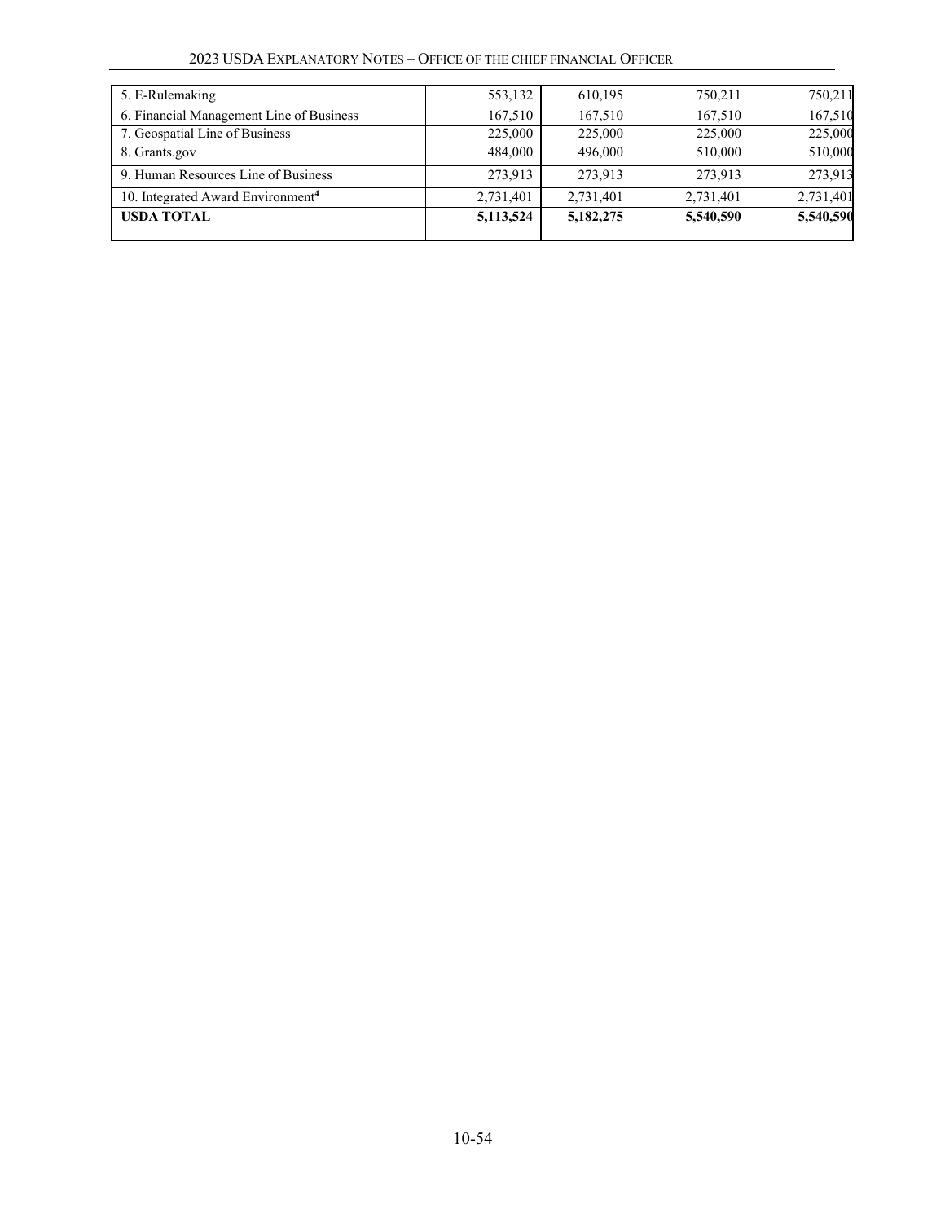| | | | | |
|---|---|---|---|---|
| 5. E-Rulemaking | 553,132 | 610,195 | 750,211 | 750,211 |
| 6. Financial Management Line of Business | 167,510 | 167,510 | 167,510 | 167,510 |
| 7. Geospatial Line of Business | 225,000 | 225,000 | 225,000 | 225,000 |
| 8. Grants.gov | 484,000 | 496,000 | 510,000 | 510,000 |
| 9. Human Resources Line of Business | 273,913 | 273,913 | 273,913 | 273,913 |
| 10. Integrated Award Environment[4] | 2,731,401 | 2,731,401 | 2,731,401 | 2,731,401 |
| **USDA TOTAL** | **5,113,524** | **5,182,275** | **5,540,590** | **5,540,590** |